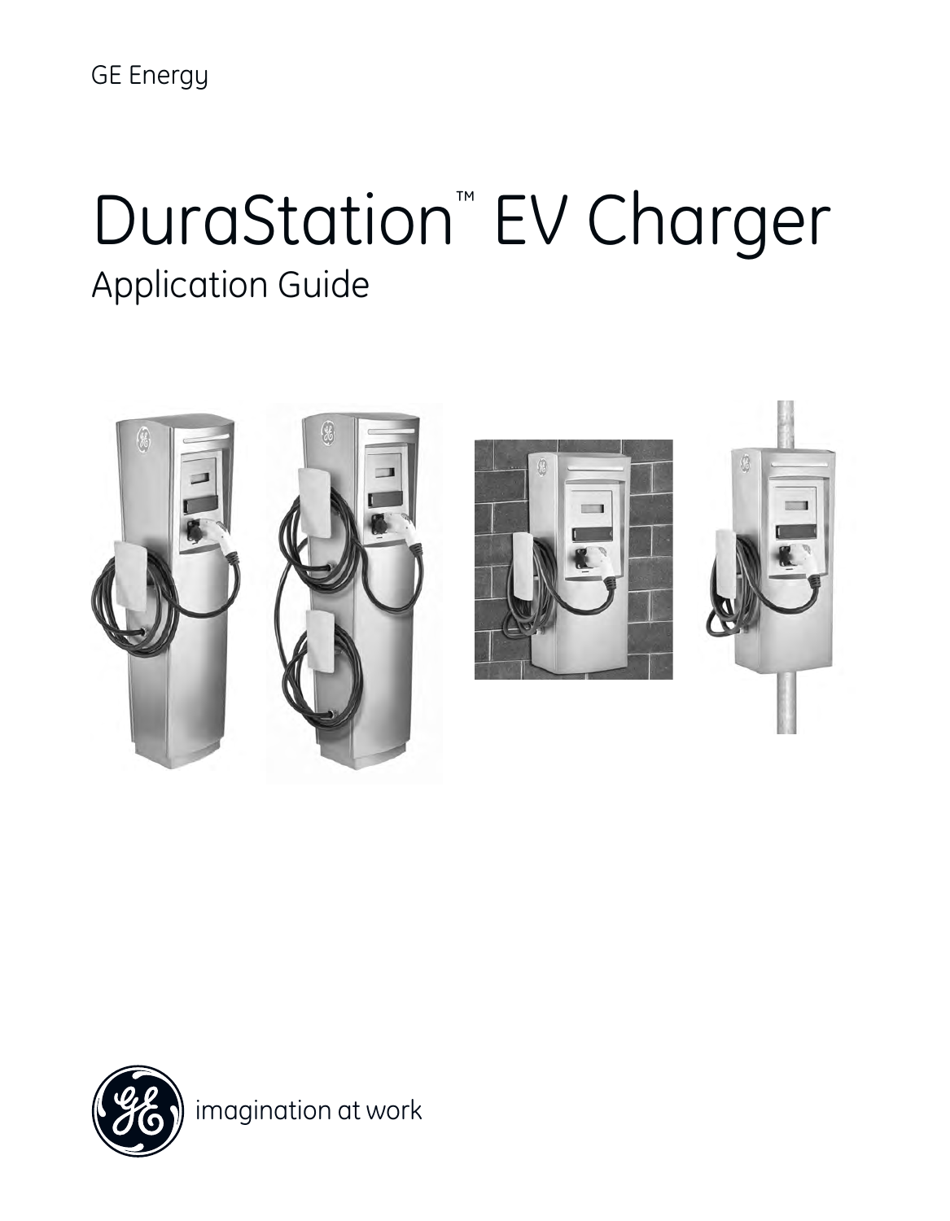GE Energy

# DuraStation™ EV Charger

## Application Guide

imagination at work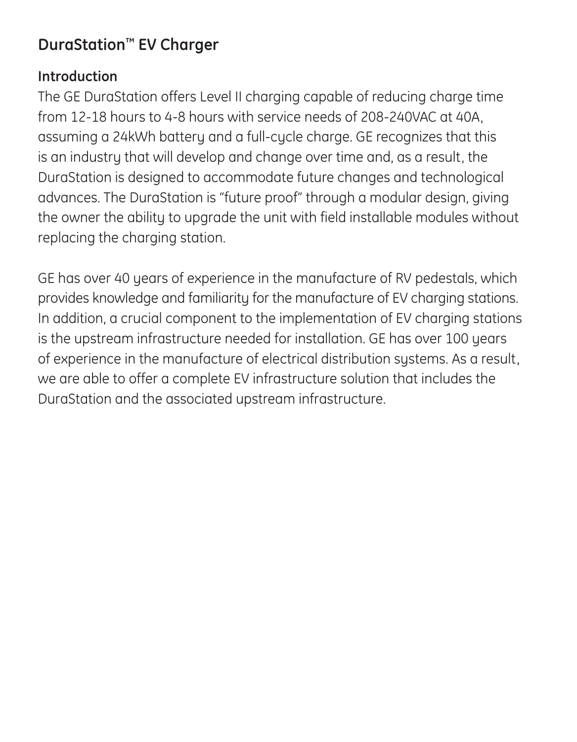# DuraStation™ EV Charger

## Introduction

The GE DuraStation offers Level II charging capable of reducing charge time from 12-18 hours to 4-8 hours with service needs of 208-240VAC at 40A, assuming a 24kWh battery and a full-cycle charge. GE recognizes that this is an industry that will develop and change over time and, as a result, the DuraStation is designed to accommodate future changes and technological advances. The DuraStation is "future proof" through a modular design, giving the owner the ability to upgrade the unit with field installable modules without replacing the charging station.

GE has over 40 years of experience in the manufacture of RV pedestals, which provides knowledge and familiarity for the manufacture of EV charging stations. In addition, a crucial component to the implementation of EV charging stations is the upstream infrastructure needed for installation. GE has over 100 years of experience in the manufacture of electrical distribution systems. As a result, we are able to offer a complete EV infrastructure solution that includes the DuraStation and the associated upstream infrastructure.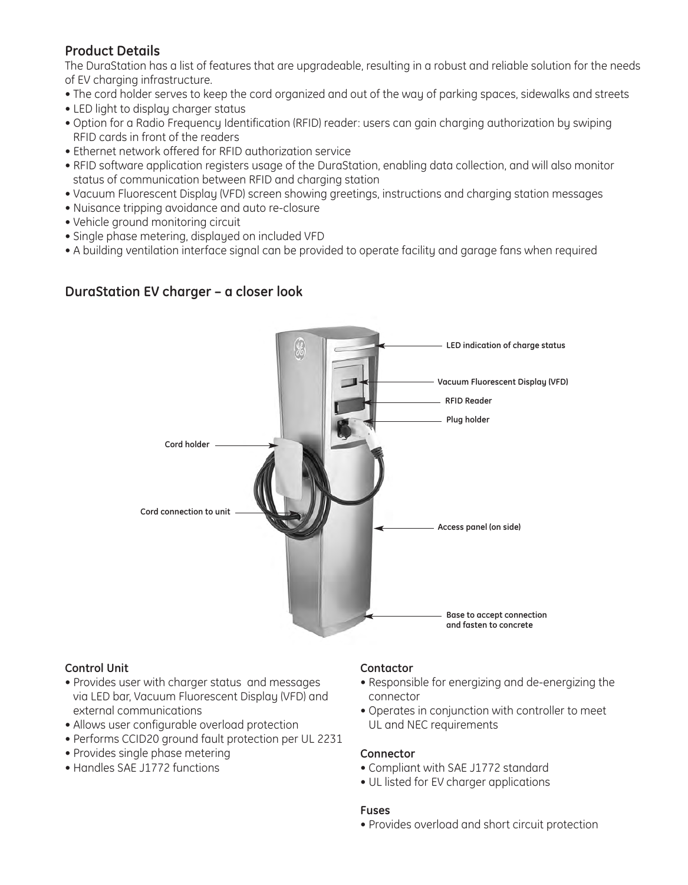## Product Details

The DuraStation has a list of features that are upgradeable, resulting in a robust and reliable solution for the needs of EV charging infrastructure.

- The cord holder serves to keep the cord organized and out of the way of parking spaces, sidewalks and streets
- LED light to display charger status
- Option for a Radio Frequency Identification (RFID) reader: users can gain charging authorization by swiping RFID cards in front of the readers
- Ethernet network offered for RFID authorization service
- RFID software application registers usage of the DuraStation, enabling data collection, and will also monitor status of communication between RFID and charging station
- Vacuum Fluorescent Display (VFD) screen showing greetings, instructions and charging station messages
- Nuisance tripping avoidance and auto re-closure
- Vehicle ground monitoring circuit
- Single phase metering, displayed on included VFD
- A building ventilation interface signal can be provided to operate facility and garage fans when required

## DuraStation EV charger – a closer look

LED indication of charge status

Vacuum Fluorescent Display (VFD)

RFID Reader

Plug holder

Cord holder

Cord connection to unit

Access panel (on side)

Base to accept connection and fasten to concrete

### Control Unit

- Provides user with charger status and messages via LED bar, Vacuum Fluorescent Display (VFD) and external communications
- Allows user configurable overload protection
- Performs CCID20 ground fault protection per UL 2231
- Provides single phase metering
- Handles SAE J1772 functions

### Contactor

- Responsible for energizing and de-energizing the connector
- Operates in conjunction with controller to meet UL and NEC requirements

### Connector

- Compliant with SAE J1772 standard
- UL listed for EV charger applications

### Fuses

- Provides overload and short circuit protection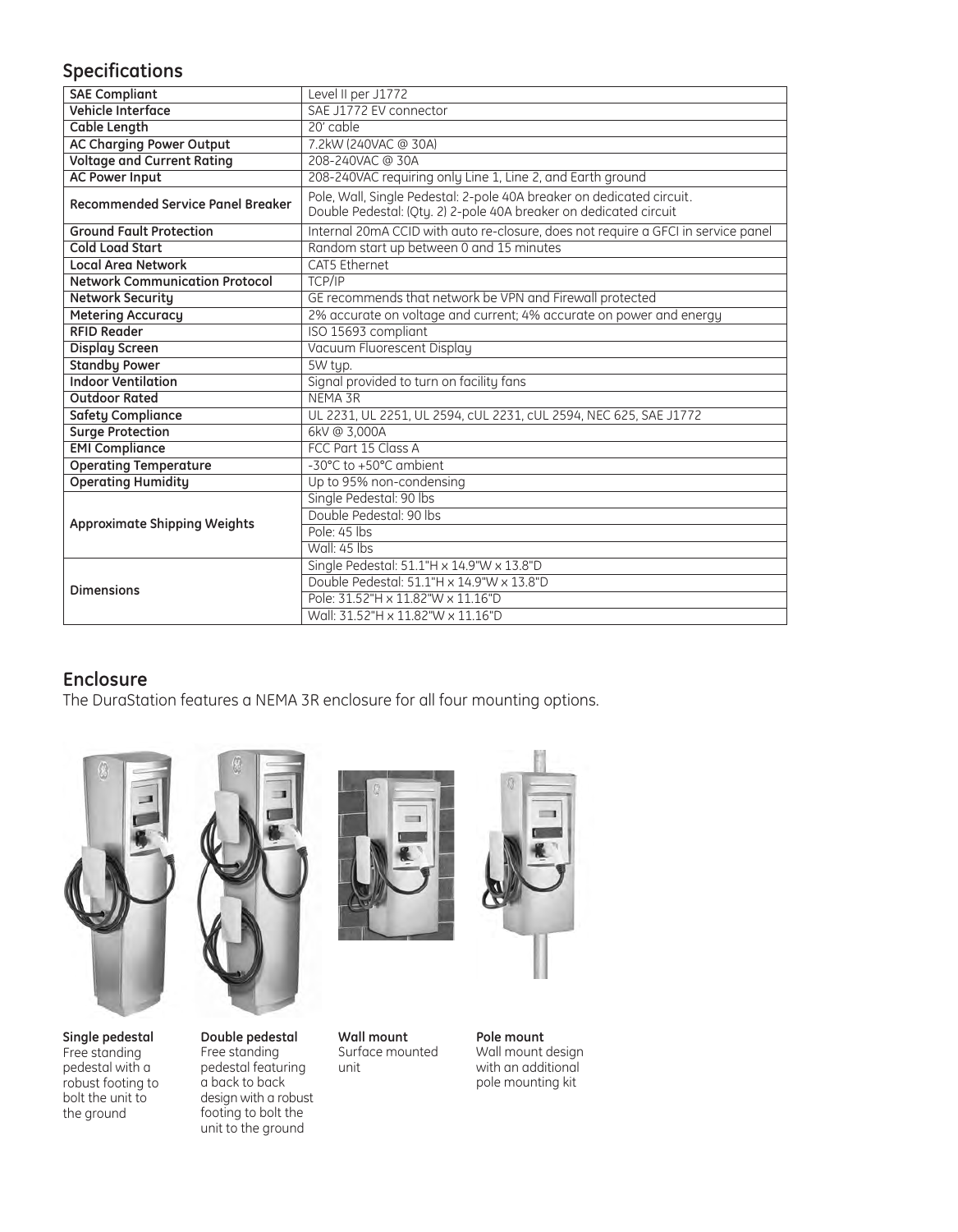## Specifications

| SAE Compliant | Level II per J1772 |
|---|---|
| Vehicle Interface | SAE J1772 EV connector |
| Cable Length | 20' cable |
| AC Charging Power Output | 7.2kW (240VAC @ 30A) |
| Voltage and Current Rating | 208-240VAC @ 30A |
| AC Power Input | 208-240VAC requiring only Line 1, Line 2, and Earth ground |
| Recommended Service Panel Breaker | Pole, Wall, Single Pedestal: 2-pole 40A breaker on dedicated circuit.<br>Double Pedestal: (Qty. 2) 2-pole 40A breaker on dedicated circuit |
| Ground Fault Protection | Internal 20mA CCID with auto re-closure, does not require a GFCI in service panel |
| Cold Load Start | Random start up between 0 and 15 minutes |
| Local Area Network | CAT5 Ethernet |
| Network Communication Protocol | TCP/IP |
| Network Security | GE recommends that network be VPN and Firewall protected |
| Metering Accuracy | 2% accurate on voltage and current; 4% accurate on power and energy |
| RFID Reader | ISO 15693 compliant |
| Display Screen | Vacuum Fluorescent Display |
| Standby Power | 5W typ. |
| Indoor Ventilation | Signal provided to turn on facility fans |
| Outdoor Rated | NEMA 3R |
| Safety Compliance | UL 2231, UL 2251, UL 2594, cUL 2231, cUL 2594, NEC 625, SAE J1772 |
| Surge Protection | 6kV @ 3,000A |
| EMI Compliance | FCC Part 15 Class A |
| Operating Temperature | -30°C to +50°C ambient |
| Operating Humidity | Up to 95% non-condensing |
| Approximate Shipping Weights | Single Pedestal: 90 lbs |
| | Double Pedestal: 90 lbs |
| | Pole: 45 lbs |
| | Wall: 45 lbs |
| Dimensions | Single Pedestal: 51.1"H x 14.9"W x 13.8"D |
| | Double Pedestal: 51.1"H x 14.9"W x 13.8"D |
| | Pole: 31.52"H x 11.82"W x 11.16"D |
| | Wall: 31.52"H x 11.82"W x 11.16"D |

## Enclosure

The DuraStation features a NEMA 3R enclosure for all four mounting options.

**Single pedestal**
Free standing pedestal with a robust footing to bolt the unit to the ground

**Double pedestal**
Free standing pedestal featuring a back to back design with a robust footing to bolt the unit to the ground

**Wall mount**
Surface mounted unit

**Pole mount**
Wall mount design with an additional pole mounting kit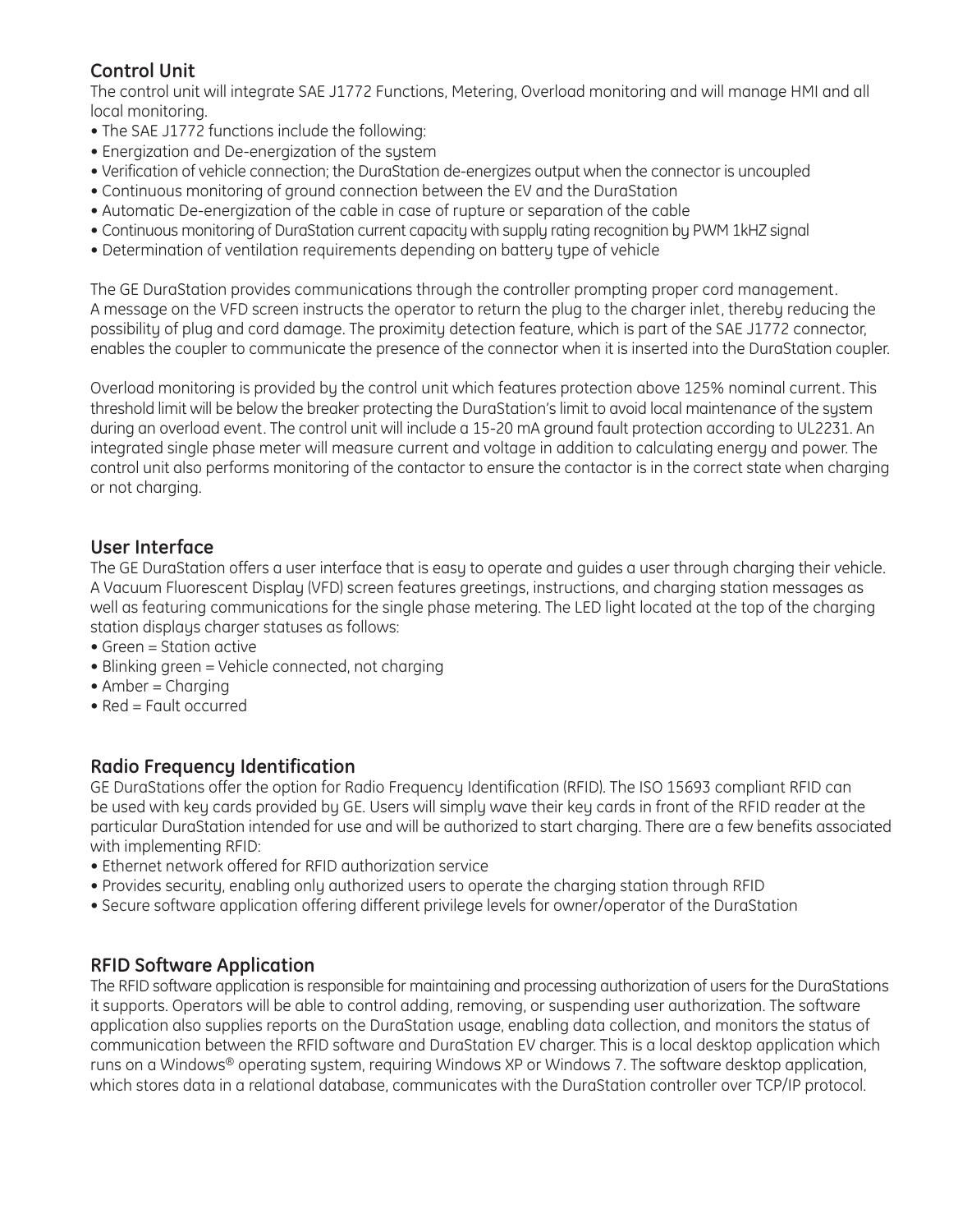## Control Unit

The control unit will integrate SAE J1772 Functions, Metering, Overload monitoring and will manage HMI and all local monitoring.

- The SAE J1772 functions include the following:
- Energization and De-energization of the system
- Verification of vehicle connection; the DuraStation de-energizes output when the connector is uncoupled
- Continuous monitoring of ground connection between the EV and the DuraStation
- Automatic De-energization of the cable in case of rupture or separation of the cable
- Continuous monitoring of DuraStation current capacity with supply rating recognition by PWM 1kHZ signal
- Determination of ventilation requirements depending on battery type of vehicle

The GE DuraStation provides communications through the controller prompting proper cord management. A message on the VFD screen instructs the operator to return the plug to the charger inlet, thereby reducing the possibility of plug and cord damage. The proximity detection feature, which is part of the SAE J1772 connector, enables the coupler to communicate the presence of the connector when it is inserted into the DuraStation coupler.

Overload monitoring is provided by the control unit which features protection above 125% nominal current. This threshold limit will be below the breaker protecting the DuraStation's limit to avoid local maintenance of the system during an overload event. The control unit will include a 15-20 mA ground fault protection according to UL2231. An integrated single phase meter will measure current and voltage in addition to calculating energy and power. The control unit also performs monitoring of the contactor to ensure the contactor is in the correct state when charging or not charging.

## User Interface

The GE DuraStation offers a user interface that is easy to operate and guides a user through charging their vehicle. A Vacuum Fluorescent Display (VFD) screen features greetings, instructions, and charging station messages as well as featuring communications for the single phase metering. The LED light located at the top of the charging station displays charger statuses as follows:

- Green = Station active
- Blinking green = Vehicle connected, not charging
- Amber = Charging
- Red = Fault occurred

## Radio Frequency Identification

GE DuraStations offer the option for Radio Frequency Identification (RFID). The ISO 15693 compliant RFID can be used with key cards provided by GE. Users will simply wave their key cards in front of the RFID reader at the particular DuraStation intended for use and will be authorized to start charging. There are a few benefits associated with implementing RFID:

- Ethernet network offered for RFID authorization service
- Provides security, enabling only authorized users to operate the charging station through RFID
- Secure software application offering different privilege levels for owner/operator of the DuraStation

## RFID Software Application

The RFID software application is responsible for maintaining and processing authorization of users for the DuraStations it supports. Operators will be able to control adding, removing, or suspending user authorization. The software application also supplies reports on the DuraStation usage, enabling data collection, and monitors the status of communication between the RFID software and DuraStation EV charger. This is a local desktop application which runs on a Windows® operating system, requiring Windows XP or Windows 7. The software desktop application, which stores data in a relational database, communicates with the DuraStation controller over TCP/IP protocol.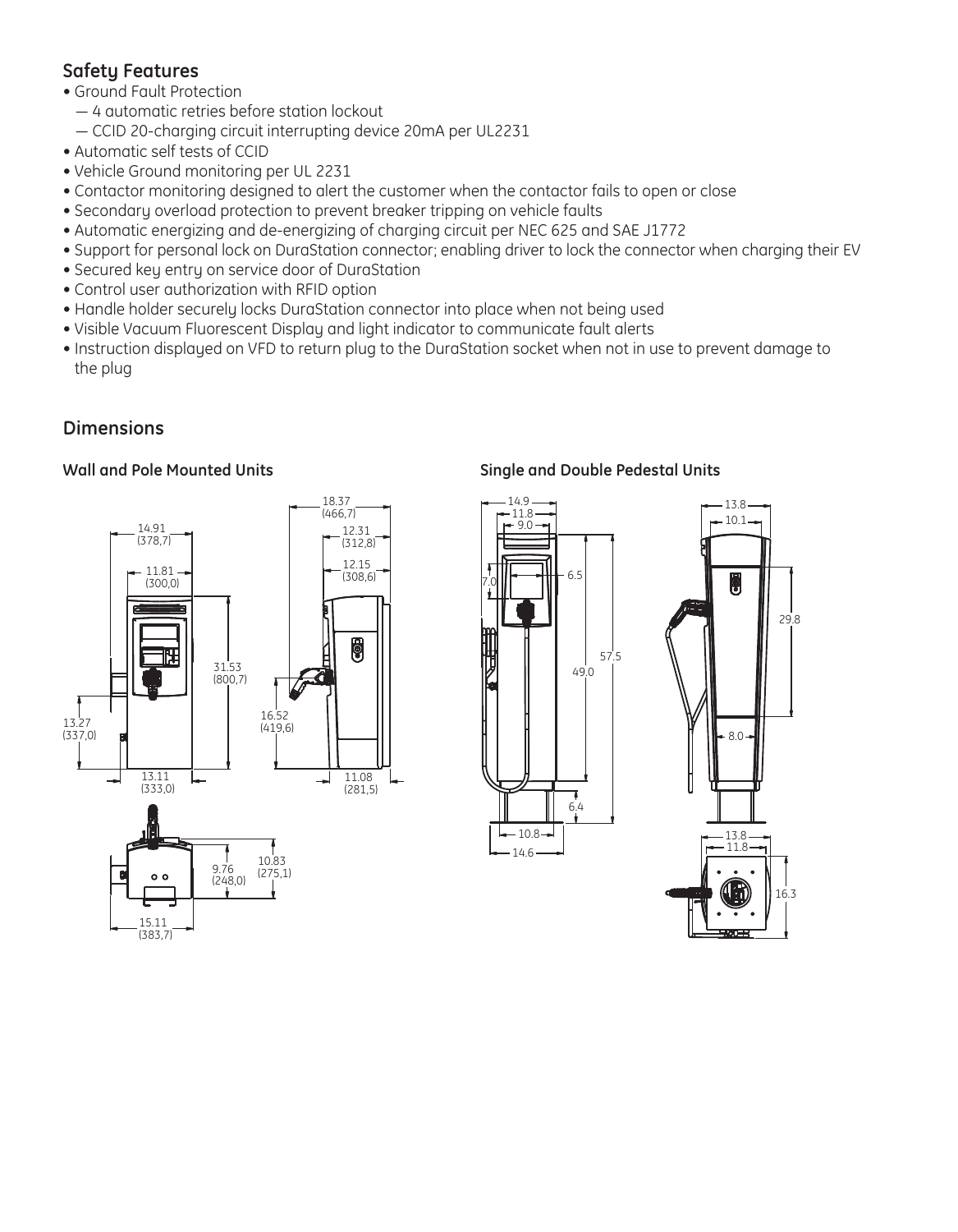## Safety Features

- Ground Fault Protection
  - — 4 automatic retries before station lockout
  - — CCID 20-charging circuit interrupting device 20mA per UL2231
- Automatic self tests of CCID
- Vehicle Ground monitoring per UL 2231
- Contactor monitoring designed to alert the customer when the contactor fails to open or close
- Secondary overload protection to prevent breaker tripping on vehicle faults
- Automatic energizing and de-energizing of charging circuit per NEC 625 and SAE J1772
- Support for personal lock on DuraStation connector; enabling driver to lock the connector when charging their EV
- Secured key entry on service door of DuraStation
- Control user authorization with RFID option
- Handle holder securely locks DuraStation connector into place when not being used
- Visible Vacuum Fluorescent Display and light indicator to communicate fault alerts
- Instruction displayed on VFD to return plug to the DuraStation socket when not in use to prevent damage to the plug

## Dimensions

### Wall and Pole Mounted Units

14.91 (378,7)
11.81 (300,0)
31.53 (800,7)
13.27 (337,0)
13.11 (333,0)
18.37 (466,7)
12.31 (312,8)
12.15 (308,6)
16.52 (419,6)
11.08 (281,5)
9.76 (248,0)
10.83 (275,1)
15.11 (383,7)

### Single and Double Pedestal Units

14.9
11.8
9.0
7.0
6.5
49.0
57.5
6.4
10.8
14.6
13.8
10.1
29.8
8.0
13.8
11.8
16.3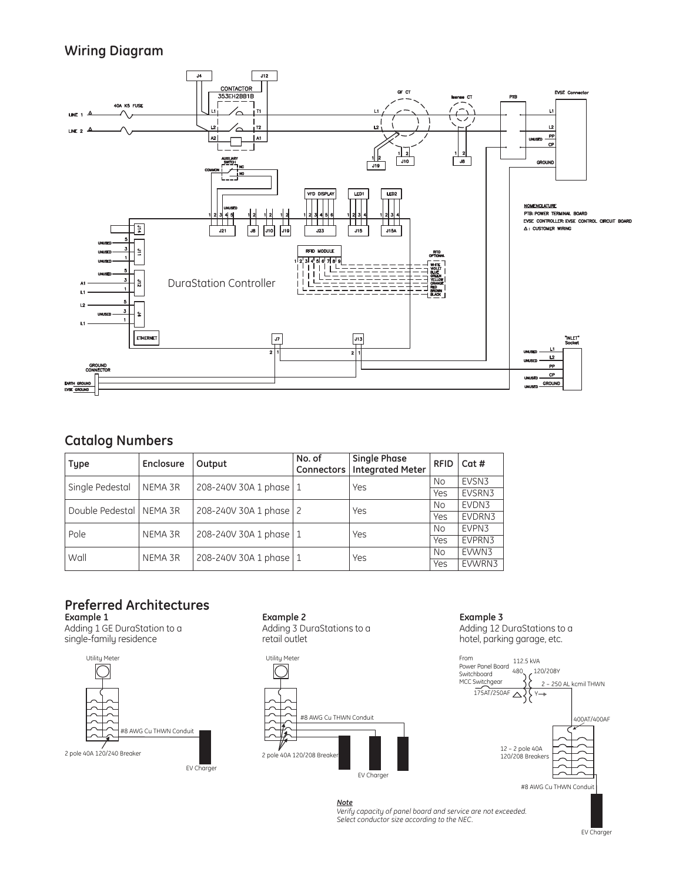## Wiring Diagram

## Catalog Numbers

| Type | Enclosure | Output | No. of Connectors | Single Phase Integrated Meter | RFID | Cat # |
|---|---|---|---|---|---|---|
| Single Pedestal | NEMA 3R | 208-240V 30A 1 phase | 1 | Yes | No | EVSN3 |
| | | | | | Yes | EVSRN3 |
| Double Pedestal | NEMA 3R | 208-240V 30A 1 phase | 2 | Yes | No | EVDN3 |
| | | | | | Yes | EVDRN3 |
| Pole | NEMA 3R | 208-240V 30A 1 phase | 1 | Yes | No | EVPN3 |
| | | | | | Yes | EVPRN3 |
| Wall | NEMA 3R | 208-240V 30A 1 phase | 1 | Yes | No | EVWN3 |
| | | | | | Yes | EVWRN3 |

## Preferred Architectures

**Example 1**
Adding 1 GE DuraStation to a single-family residence

**Example 2**
Adding 3 DuraStations to a retail outlet

**Example 3**
Adding 12 DuraStations to a hotel, parking garage, etc.

***Note***
*Verify capacity of panel board and service are not exceeded. Select conductor size according to the NEC.*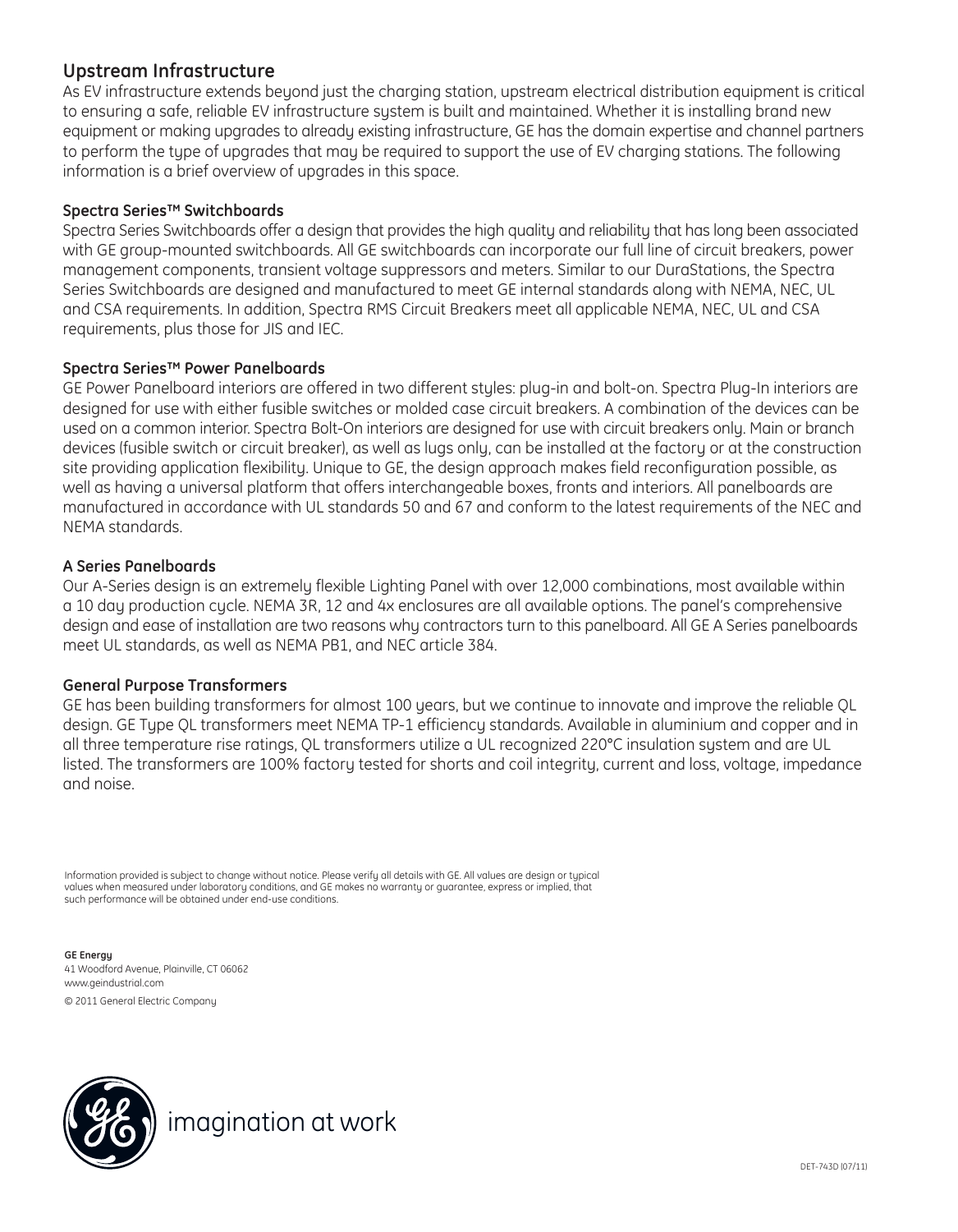## Upstream Infrastructure

As EV infrastructure extends beyond just the charging station, upstream electrical distribution equipment is critical to ensuring a safe, reliable EV infrastructure system is built and maintained. Whether it is installing brand new equipment or making upgrades to already existing infrastructure, GE has the domain expertise and channel partners to perform the type of upgrades that may be required to support the use of EV charging stations. The following information is a brief overview of upgrades in this space.

### Spectra Series™ Switchboards

Spectra Series Switchboards offer a design that provides the high quality and reliability that has long been associated with GE group-mounted switchboards. All GE switchboards can incorporate our full line of circuit breakers, power management components, transient voltage suppressors and meters. Similar to our DuraStations, the Spectra Series Switchboards are designed and manufactured to meet GE internal standards along with NEMA, NEC, UL and CSA requirements. In addition, Spectra RMS Circuit Breakers meet all applicable NEMA, NEC, UL and CSA requirements, plus those for JIS and IEC.

### Spectra Series™ Power Panelboards

GE Power Panelboard interiors are offered in two different styles: plug-in and bolt-on. Spectra Plug-In interiors are designed for use with either fusible switches or molded case circuit breakers. A combination of the devices can be used on a common interior. Spectra Bolt-On interiors are designed for use with circuit breakers only. Main or branch devices (fusible switch or circuit breaker), as well as lugs only, can be installed at the factory or at the construction site providing application flexibility. Unique to GE, the design approach makes field reconfiguration possible, as well as having a universal platform that offers interchangeable boxes, fronts and interiors. All panelboards are manufactured in accordance with UL standards 50 and 67 and conform to the latest requirements of the NEC and NEMA standards.

### A Series Panelboards

Our A-Series design is an extremely flexible Lighting Panel with over 12,000 combinations, most available within a 10 day production cycle. NEMA 3R, 12 and 4x enclosures are all available options. The panel's comprehensive design and ease of installation are two reasons why contractors turn to this panelboard. All GE A Series panelboards meet UL standards, as well as NEMA PB1, and NEC article 384.

### General Purpose Transformers

GE has been building transformers for almost 100 years, but we continue to innovate and improve the reliable QL design. GE Type QL transformers meet NEMA TP-1 efficiency standards. Available in aluminium and copper and in all three temperature rise ratings, QL transformers utilize a UL recognized 220°C insulation system and are UL listed. The transformers are 100% factory tested for shorts and coil integrity, current and loss, voltage, impedance and noise.

Information provided is subject to change without notice. Please verify all details with GE. All values are design or typical values when measured under laboratory conditions, and GE makes no warranty or guarantee, express or implied, that such performance will be obtained under end-use conditions.

**GE Energy**
41 Woodford Avenue, Plainville, CT 06062
www.geindustrial.com

© 2011 General Electric Company

imagination at work

DET-743D (07/11)